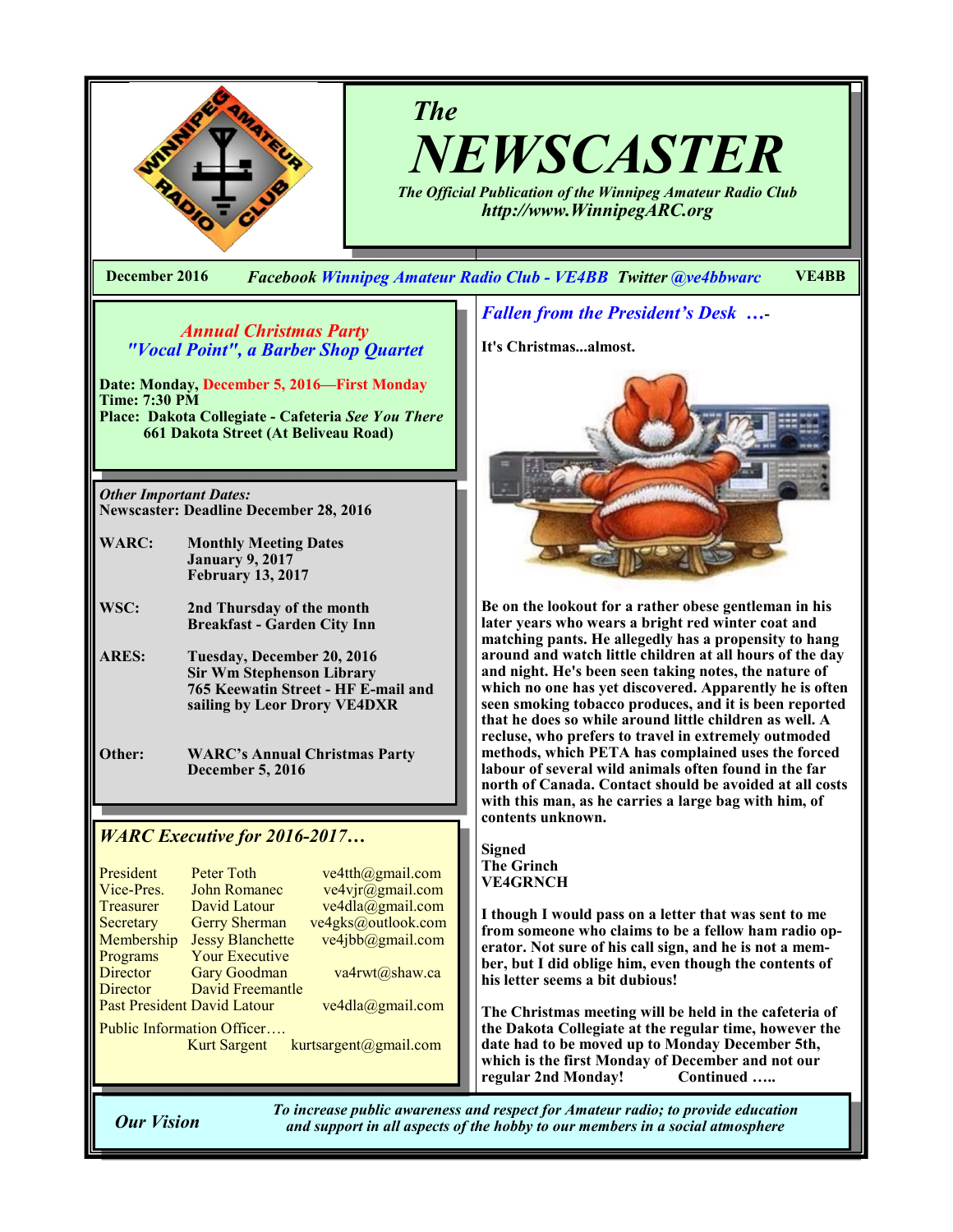# The NEWSCASTER

*The Official Publication of the Winnipeg Amateur Radio Club*
*http://www.WinnipegARC.org*

**December 2016** — *Facebook Winnipeg Amateur Radio Club - VE4BB Twitter @ve4bbwarc* — **VE4BB**

## *Annual Christmas Party*
## *"Vocal Point", a Barber Shop Quartet*

**Date: Monday, December 5, 2016—First Monday**
**Time: 7:30 PM**
**Place: Dakota Collegiate - Cafeteria** ***See You There***
**661 Dakota Street (At Beliveau Road)**

***Other Important Dates:***
**Newscaster: Deadline December 28, 2016**

| | |
|---|---|
| **WARC:** | **Monthly Meeting Dates**<br>**January 9, 2017**<br>**February 13, 2017** |
| **WSC:** | **2nd Thursday of the month**<br>**Breakfast - Garden City Inn** |
| **ARES:** | **Tuesday, December 20, 2016**<br>**Sir Wm Stephenson Library**<br>**765 Keewatin Street - HF E-mail and sailing by Leor Drory VE4DXR** |
| **Other:** | **WARC's Annual Christmas Party**<br>**December 5, 2016** |

## *WARC Executive for 2016-2017…*

| Position | Name | Email |
|---|---|---|
| President | Peter Toth | ve4tth@gmail.com |
| Vice-Pres. | John Romanec | ve4vjr@gmail.com |
| Treasurer | David Latour | ve4dla@gmail.com |
| Secretary | Gerry Sherman | ve4gks@outlook.com |
| Membership | Jessy Blanchette | ve4jbb@gmail.com |
| Programs | Your Executive | |
| Director | Gary Goodman | va4rwt@shaw.ca |
| Director | David Freemantle | |
| Past President | David Latour | ve4dla@gmail.com |
| Public Information Officer…. | Kurt Sargent | kurtsargent@gmail.com |

## *Fallen from the President's Desk …-*

**It's Christmas...almost.**

**Be on the lookout for a rather obese gentleman in his later years who wears a bright red winter coat and matching pants. He allegedly has a propensity to hang around and watch little children at all hours of the day and night. He's been seen taking notes, the nature of which no one has yet discovered. Apparently he is often seen smoking tobacco produces, and it is been reported that he does so while around little children as well. A recluse, who prefers to travel in extremely outmoded methods, which PETA has complained uses the forced labour of several wild animals often found in the far north of Canada. Contact should be avoided at all costs with this man, as he carries a large bag with him, of contents unknown.**

**Signed**
**The Grinch**
**VE4GRNCH**

**I though I would pass on a letter that was sent to me from someone who claims to be a fellow ham radio operator. Not sure of his call sign, and he is not a member, but I did oblige him, even though the contents of his letter seems a bit dubious!**

**The Christmas meeting will be held in the cafeteria of the Dakota Collegiate at the regular time, however the date had to be moved up to Monday December 5th, which is the first Monday of December and not our regular 2nd Monday!** **Continued …..**

***Our Vision*** — *To increase public awareness and respect for Amateur radio; to provide education and support in all aspects of the hobby to our members in a social atmosphere*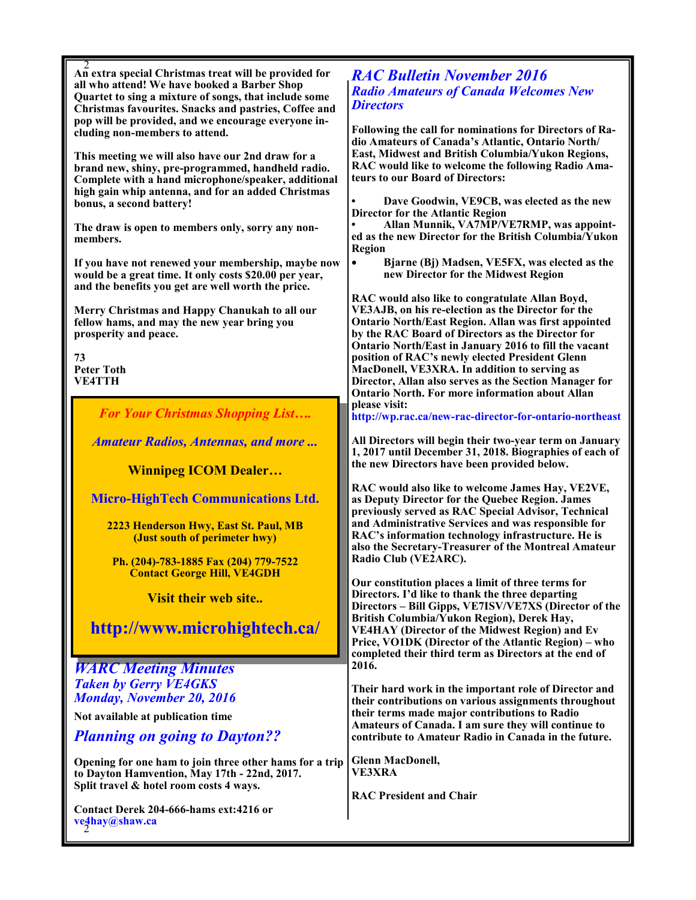**An extra special Christmas treat will be provided for all who attend! We have booked a Barber Shop Quartet to sing a mixture of songs, that include some Christmas favourites. Snacks and pastries, Coffee and pop will be provided, and we encourage everyone including non-members to attend.**

**This meeting we will also have our 2nd draw for a brand new, shiny, pre-programmed, handheld radio. Complete with a hand microphone/speaker, additional high gain whip antenna, and for an added Christmas bonus, a second battery!**

**The draw is open to members only, sorry any non-members.**

**If you have not renewed your membership, maybe now would be a great time. It only costs $20.00 per year, and the benefits you get are well worth the price.**

**Merry Christmas and Happy Chanukah to all our fellow hams, and may the new year bring you prosperity and peace.**

**73**
**Peter Toth**
**VE4TTH**

---

*For Your Christmas Shopping List….*

*Amateur Radios, Antennas, and more ...*

**Winnipeg ICOM Dealer…**

**Micro-HighTech Communications Ltd.**

**2223 Henderson Hwy, East St. Paul, MB**
**(Just south of perimeter hwy)**

**Ph. (204)-783-1885 Fax (204) 779-7522**
**Contact George Hill, VE4GDH**

**Visit their web site..**

**http://www.microhightech.ca/**

---

## *WARC Meeting Minutes*
### *Taken by Gerry VE4GKS*
### *Monday, November 20, 2016*

**Not available at publication time**

## *Planning on going to Dayton??*

**Opening for one ham to join three other hams for a trip to Dayton Hamvention, May 17th - 22nd, 2017.**
**Split travel & hotel room costs 4 ways.**

**Contact Derek 204-666-hams ext:4216 or ve4hay@shaw.ca**

## *RAC Bulletin November 2016*
### *Radio Amateurs of Canada Welcomes New Directors*

**Following the call for nominations for Directors of Radio Amateurs of Canada's Atlantic, Ontario North/East, Midwest and British Columbia/Yukon Regions, RAC would like to welcome the following Radio Amateurs to our Board of Directors:**

- **Dave Goodwin, VE9CB, was elected as the new Director for the Atlantic Region**
- **Allan Munnik, VA7MP/VE7RMP, was appointed as the new Director for the British Columbia/Yukon Region**
- **Bjarne (Bj) Madsen, VE5FX, was elected as the new Director for the Midwest Region**

**RAC would also like to congratulate Allan Boyd, VE3AJB, on his re-election as the Director for the Ontario North/East Region. Allan was first appointed by the RAC Board of Directors as the Director for Ontario North/East in January 2016 to fill the vacant position of RAC's newly elected President Glenn MacDonell, VE3XRA. In addition to serving as Director, Allan also serves as the Section Manager for Ontario North. For more information about Allan please visit:**
**http://wp.rac.ca/new-rac-director-for-ontario-northeast**

**All Directors will begin their two-year term on January 1, 2017 until December 31, 2018. Biographies of each of the new Directors have been provided below.**

**RAC would also like to welcome James Hay, VE2VE, as Deputy Director for the Quebec Region. James previously served as RAC Special Advisor, Technical and Administrative Services and was responsible for RAC's information technology infrastructure. He is also the Secretary-Treasurer of the Montreal Amateur Radio Club (VE2ARC).**

**Our constitution places a limit of three terms for Directors. I'd like to thank the three departing Directors – Bill Gipps, VE7ISV/VE7XS (Director of the British Columbia/Yukon Region), Derek Hay, VE4HAY (Director of the Midwest Region) and Ev Price, VO1DK (Director of the Atlantic Region) – who completed their third term as Directors at the end of 2016.**

**Their hard work in the important role of Director and their contributions on various assignments throughout their terms made major contributions to Radio Amateurs of Canada. I am sure they will continue to contribute to Amateur Radio in Canada in the future.**

**Glenn MacDonell,**
**VE3XRA**

**RAC President and Chair**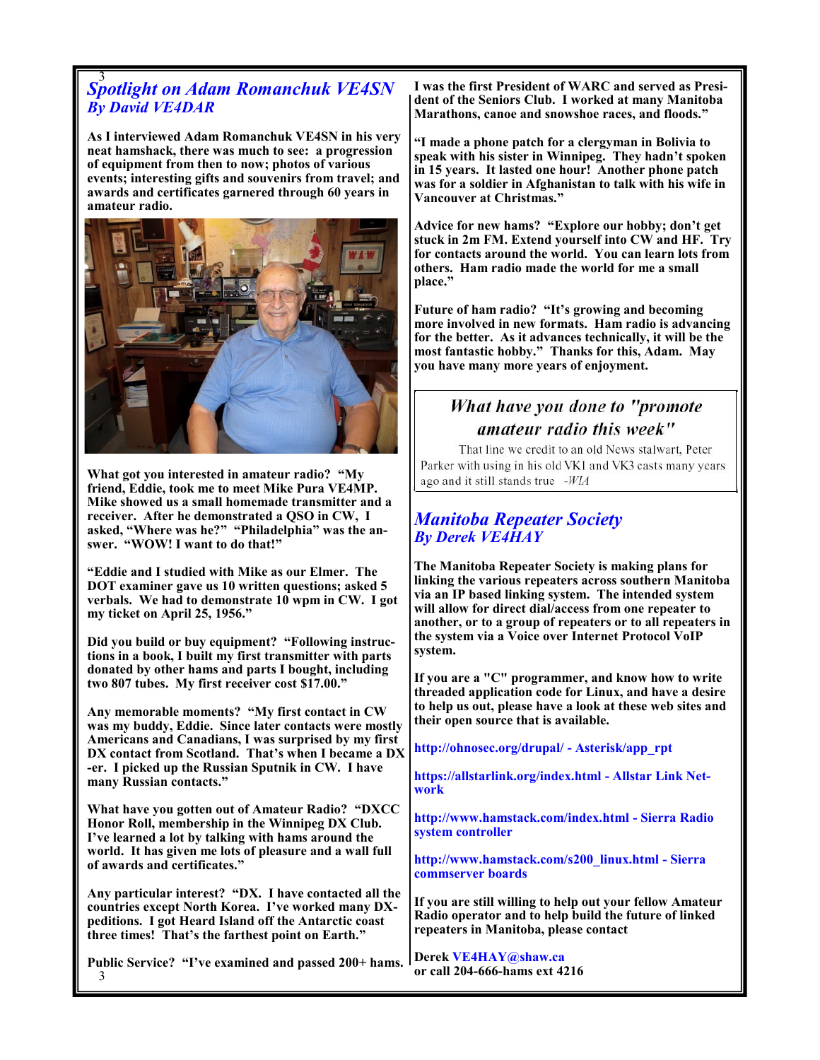## *Spotlight on Adam Romanchuk VE4SN*
### *By David VE4DAR*

**As I interviewed Adam Romanchuk VE4SN in his very neat hamshack, there was much to see: a progression of equipment from then to now; photos of various events; interesting gifts and souvenirs from travel; and awards and certificates garnered through 60 years in amateur radio.**

**What got you interested in amateur radio? "My friend, Eddie, took me to meet Mike Pura VE4MP. Mike showed us a small homemade transmitter and a receiver. After he demonstrated a QSO in CW, I asked, "Where was he?" "Philadelphia" was the answer. "WOW! I want to do that!"**

**"Eddie and I studied with Mike as our Elmer. The DOT examiner gave us 10 written questions; asked 5 verbals. We had to demonstrate 10 wpm in CW. I got my ticket on April 25, 1956."**

**Did you build or buy equipment? "Following instructions in a book, I built my first transmitter with parts donated by other hams and parts I bought, including two 807 tubes. My first receiver cost $17.00."**

**Any memorable moments? "My first contact in CW was my buddy, Eddie. Since later contacts were mostly Americans and Canadians, I was surprised by my first DX contact from Scotland. That's when I became a DX-er. I picked up the Russian Sputnik in CW. I have many Russian contacts."**

**What have you gotten out of Amateur Radio? "DXCC Honor Roll, membership in the Winnipeg DX Club. I've learned a lot by talking with hams around the world. It has given me lots of pleasure and a wall full of awards and certificates."**

**Any particular interest? "DX. I have contacted all the countries except North Korea. I've worked many DX-peditions. I got Heard Island off the Antarctic coast three times! That's the farthest point on Earth."**

**Public Service? "I've examined and passed 200+ hams. I was the first President of WARC and served as President of the Seniors Club. I worked at many Manitoba Marathons, canoe and snowshoe races, and floods."**

**"I made a phone patch for a clergyman in Bolivia to speak with his sister in Winnipeg. They hadn't spoken in 15 years. It lasted one hour! Another phone patch was for a soldier in Afghanistan to talk with his wife in Vancouver at Christmas."**

**Advice for new hams? "Explore our hobby; don't get stuck in 2m FM. Extend yourself into CW and HF. Try for contacts around the world. You can learn lots from others. Ham radio made the world for me a small place."**

**Future of ham radio? "It's growing and becoming more involved in new formats. Ham radio is advancing for the better. As it advances technically, it will be the most fantastic hobby." Thanks for this, Adam. May you have many more years of enjoyment.**

*What have you done to "promote amateur radio this week"*

That line we credit to an old News stalwart, Peter Parker with using in his old VK1 and VK3 casts many years ago and it still stands true -*WIA*

## *Manitoba Repeater Society*
### *By Derek VE4HAY*

**The Manitoba Repeater Society is making plans for linking the various repeaters across southern Manitoba via an IP based linking system. The intended system will allow for direct dial/access from one repeater to another, or to a group of repeaters or to all repeaters in the system via a Voice over Internet Protocol VoIP system.**

**If you are a "C" programmer, and know how to write threaded application code for Linux, and have a desire to help us out, please have a look at these web sites and their open source that is available.**

**http://ohnosec.org/drupal/ - Asterisk/app_rpt**

**https://allstarlink.org/index.html - Allstar Link Network**

**http://www.hamstack.com/index.html - Sierra Radio system controller**

**http://www.hamstack.com/s200_linux.html - Sierra commserver boards**

**If you are still willing to help out your fellow Amateur Radio operator and to help build the future of linked repeaters in Manitoba, please contact**

**Derek VE4HAY@shaw.ca**
**or call 204-666-hams ext 4216**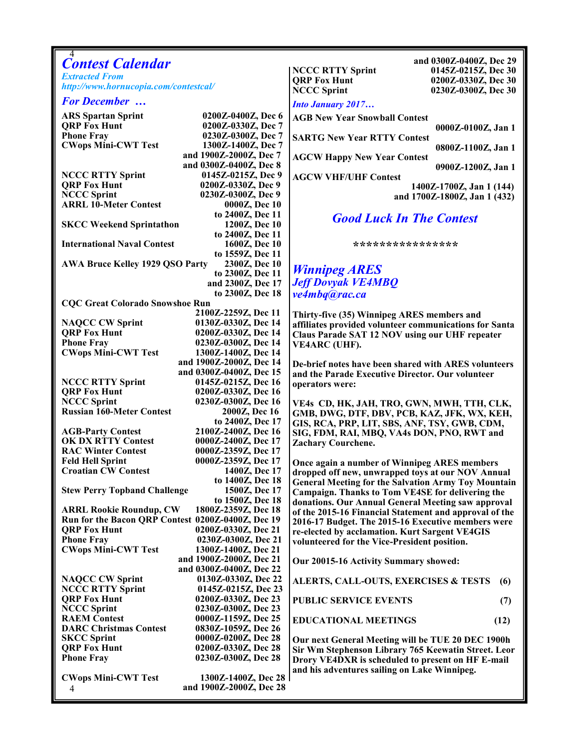## *Contest Calendar*

*Extracted From*
*http://www.hornucopia.com/contestcal/*

### *For December …*

| Contest | Time |
|---|---|
| **ARS Spartan Sprint** | **0200Z-0400Z, Dec 6** |
| **QRP Fox Hunt** | **0200Z-0330Z, Dec 7** |
| **Phone Fray** | **0230Z-0300Z, Dec 7** |
| **CWops Mini-CWT Test** | **1300Z-1400Z, Dec 7 and 1900Z-2000Z, Dec 7 and 0300Z-0400Z, Dec 8** |
| **NCCC RTTY Sprint** | **0145Z-0215Z, Dec 9** |
| **QRP Fox Hunt** | **0200Z-0330Z, Dec 9** |
| **NCCC Sprint** | **0230Z-0300Z, Dec 9** |
| **ARRL 10-Meter Contest** | **0000Z, Dec 10 to 2400Z, Dec 11** |
| **SKCC Weekend Sprintathon** | **1200Z, Dec 10 to 2400Z, Dec 11** |
| **International Naval Contest** | **1600Z, Dec 10 to 1559Z, Dec 11** |
| **AWA Bruce Kelley 1929 QSO Party** | **2300Z, Dec 10 to 2300Z, Dec 11 and 2300Z, Dec 17 to 2300Z, Dec 18** |
| **CQC Great Colorado Snowshoe Run** | **2100Z-2259Z, Dec 11** |
| **NAQCC CW Sprint** | **0130Z-0330Z, Dec 14** |
| **QRP Fox Hunt** | **0200Z-0330Z, Dec 14** |
| **Phone Fray** | **0230Z-0300Z, Dec 14** |
| **CWops Mini-CWT Test** | **1300Z-1400Z, Dec 14 and 1900Z-2000Z, Dec 14 and 0300Z-0400Z, Dec 15** |
| **NCCC RTTY Sprint** | **0145Z-0215Z, Dec 16** |
| **QRP Fox Hunt** | **0200Z-0330Z, Dec 16** |
| **NCCC Sprint** | **0230Z-0300Z, Dec 16** |
| **Russian 160-Meter Contest** | **2000Z, Dec 16 to 2400Z, Dec 17** |
| **AGB-Party Contest** | **2100Z-2400Z, Dec 16** |
| **OK DX RTTY Contest** | **0000Z-2400Z, Dec 17** |
| **RAC Winter Contest** | **0000Z-2359Z, Dec 17** |
| **Feld Hell Sprint** | **0000Z-2359Z, Dec 17** |
| **Croatian CW Contest** | **1400Z, Dec 17 to 1400Z, Dec 18** |
| **Stew Perry Topband Challenge** | **1500Z, Dec 17 to 1500Z, Dec 18** |
| **ARRL Rookie Roundup, CW** | **1800Z-2359Z, Dec 18** |
| **Run for the Bacon QRP Contest** | **0200Z-0400Z, Dec 19** |
| **QRP Fox Hunt** | **0200Z-0330Z, Dec 21** |
| **Phone Fray** | **0230Z-0300Z, Dec 21** |
| **CWops Mini-CWT Test** | **1300Z-1400Z, Dec 21 and 1900Z-2000Z, Dec 21 and 0300Z-0400Z, Dec 22** |
| **NAQCC CW Sprint** | **0130Z-0330Z, Dec 22** |
| **NCCC RTTY Sprint** | **0145Z-0215Z, Dec 23** |
| **QRP Fox Hunt** | **0200Z-0330Z, Dec 23** |
| **NCCC Sprint** | **0230Z-0300Z, Dec 23** |
| **RAEM Contest** | **0000Z-1159Z, Dec 25** |
| **DARC Christmas Contest** | **0830Z-1059Z, Dec 26** |
| **SKCC Sprint** | **0000Z-0200Z, Dec 28** |
| **QRP Fox Hunt** | **0200Z-0330Z, Dec 28** |
| **Phone Fray** | **0230Z-0300Z, Dec 28** |
| **CWops Mini-CWT Test** | **1300Z-1400Z, Dec 28 and 1900Z-2000Z, Dec 28 and 0300Z-0400Z, Dec 29** |
| **NCCC RTTY Sprint** | **0145Z-0215Z, Dec 30** |
| **QRP Fox Hunt** | **0200Z-0330Z, Dec 30** |
| **NCCC Sprint** | **0230Z-0300Z, Dec 30** |

### *Into January 2017…*

| Contest | Time |
|---|---|
| **AGB New Year Snowball Contest** | **0000Z-0100Z, Jan 1** |
| **SARTG New Year RTTY Contest** | **0800Z-1100Z, Jan 1** |
| **AGCW Happy New Year Contest** | **0900Z-1200Z, Jan 1** |
| **AGCW VHF/UHF Contest** | **1400Z-1700Z, Jan 1 (144) and 1700Z-1800Z, Jan 1 (432)** |

## *Good Luck In The Contest*

****************

## *Winnipeg ARES*

***Jeff Dovyak VE4MBQ***
***ve4mbq@rac.ca***

**Thirty-five (35) Winnipeg ARES members and affiliates provided volunteer communications for Santa Claus Parade SAT 12 NOV using our UHF repeater VE4ARC (UHF).**

**De-brief notes have been shared with ARES volunteers and the Parade Executive Director. Our volunteer operators were:**

**VE4s CD, HK, JAH, TRO, GWN, MWH, TTH, CLK, GMB, DWG, DTF, DBV, PCB, KAZ, JFK, WX, KEH, GIS, RCA, PRP, LIT, SBS, ANF, TSY, GWB, CDM, SIG, FDM, RAI, MBQ, VA4s DON, PNO, RWT and Zachary Courchene.**

**Once again a number of Winnipeg ARES members dropped off new, unwrapped toys at our NOV Annual General Meeting for the Salvation Army Toy Mountain Campaign. Thanks to Tom VE4SE for delivering the donations. Our Annual General Meeting saw approval of the 2015-16 Financial Statement and approval of the 2016-17 Budget. The 2015-16 Executive members were re-elected by acclamation. Kurt Sargent VE4GIS volunteered for the Vice-President position.**

**Our 20015-16 Activity Summary showed:**

| | |
|---|---|
| **ALERTS, CALL-OUTS, EXERCISES & TESTS** | **(6)** |
| **PUBLIC SERVICE EVENTS** | **(7)** |
| **EDUCATIONAL MEETINGS** | **(12)** |

**Our next General Meeting will be TUE 20 DEC 1900h Sir Wm Stephenson Library 765 Keewatin Street. Leor Drory VE4DXR is scheduled to present on HF E-mail and his adventures sailing on Lake Winnipeg.**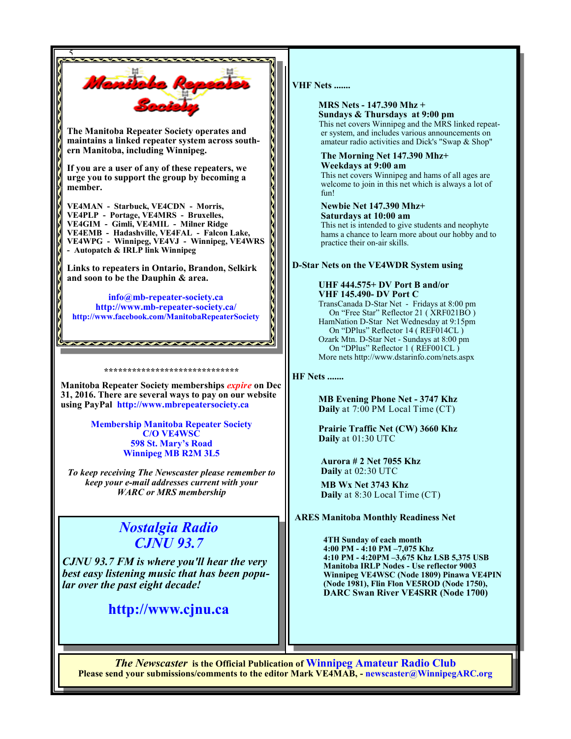# Manitoba Repeater Society

**The Manitoba Repeater Society operates and maintains a linked repeater system across southern Manitoba, including Winnipeg.**

**If you are a user of any of these repeaters, we urge you to support the group by becoming a member.**

**VE4MAN - Starbuck, VE4CDN - Morris, VE4PLP - Portage, VE4MRS - Bruxelles, VE4GIM - Gimli, VE4MIL - Milner Ridge VE4EMB - Hadashville, VE4FAL - Falcon Lake, VE4WPG - Winnipeg, VE4VJ - Winnipeg, VE4WRS - Autopatch & IRLP link Winnipeg**

**Links to repeaters in Ontario, Brandon, Selkirk and soon to be the Dauphin & area.**

**info@mb-repeater-society.ca**
**http://www.mb-repeater-society.ca/**
**http://www.facebook.com/ManitobaRepeaterSociety**

*****************************

**Manitoba Repeater Society memberships *expire* on Dec 31, 2016. There are several ways to pay on our website using PayPal http://www.mbrepeatersociety.ca**

**Membership Manitoba Repeater Society**
**C/O VE4WSC**
**598 St. Mary's Road**
**Winnipeg MB R2M 3L5**

***To keep receiving The Newscaster please remember to keep your e-mail addresses current with your WARC or MRS membership***

## *Nostalgia Radio CJNU 93.7*

***CJNU 93.7 FM is where you'll hear the very best easy listening music that has been popular over the past eight decade!***

**http://www.cjnu.ca**

**VHF Nets .......**

**MRS Nets - 147.390 Mhz +**
**Sundays & Thursdays at 9:00 pm**
This net covers Winnipeg and the MRS linked repeater system, and includes various announcements on amateur radio activities and Dick's "Swap & Shop"

**The Morning Net 147.390 Mhz+**
**Weekdays at 9:00 am**
This net covers Winnipeg and hams of all ages are welcome to join in this net which is always a lot of fun!

**Newbie Net 147.390 Mhz+**
**Saturdays at 10:00 am**
This net is intended to give students and neophyte hams a chance to learn more about our hobby and to practice their on-air skills.

**D-Star Nets on the VE4WDR System using**

**UHF 444.575+ DV Port B and/or**
**VHF 145.490- DV Port C**
TransCanada D-Star Net - Fridays at 8:00 pm
On "Free Star" Reflector 21 ( XRF021BO )
HamNation D-Star Net Wednesday at 9:15pm
On "DPlus" Reflector 14 ( REF014CL )
Ozark Mtn. D-Star Net - Sundays at 8:00 pm
On "DPlus" Reflector 1 ( REF001CL )
More nets http://www.dstarinfo.com/nets.aspx

**HF Nets .......**

**MB Evening Phone Net - 3747 Khz**
**Daily** at 7:00 PM Local Time (CT)

**Prairie Traffic Net (CW) 3660 Khz**
**Daily** at 01:30 UTC

**Aurora # 2 Net 7055 Khz**
**Daily** at 02:30 UTC

**MB Wx Net 3743 Khz**
**Daily** at 8:30 Local Time (CT)

**ARES Manitoba Monthly Readiness Net**

**4TH Sunday of each month**
**4:00 PM - 4:10 PM –7,075 Khz**
**4:10 PM - 4:20PM –3,675 Khz LSB 5,375 USB**
**Manitoba IRLP Nodes - Use reflector 9003**
**Winnipeg VE4WSC (Node 1809) Pinawa VE4PIN (Node 1981), Flin Flon VE5ROD (Node 1750), DARC Swan River VE4SRR (Node 1700)**

***The Newscaster* is the Official Publication of Winnipeg Amateur Radio Club**
**Please send your submissions/comments to the editor Mark VE4MAB, - newscaster@WinnipegARC.org**